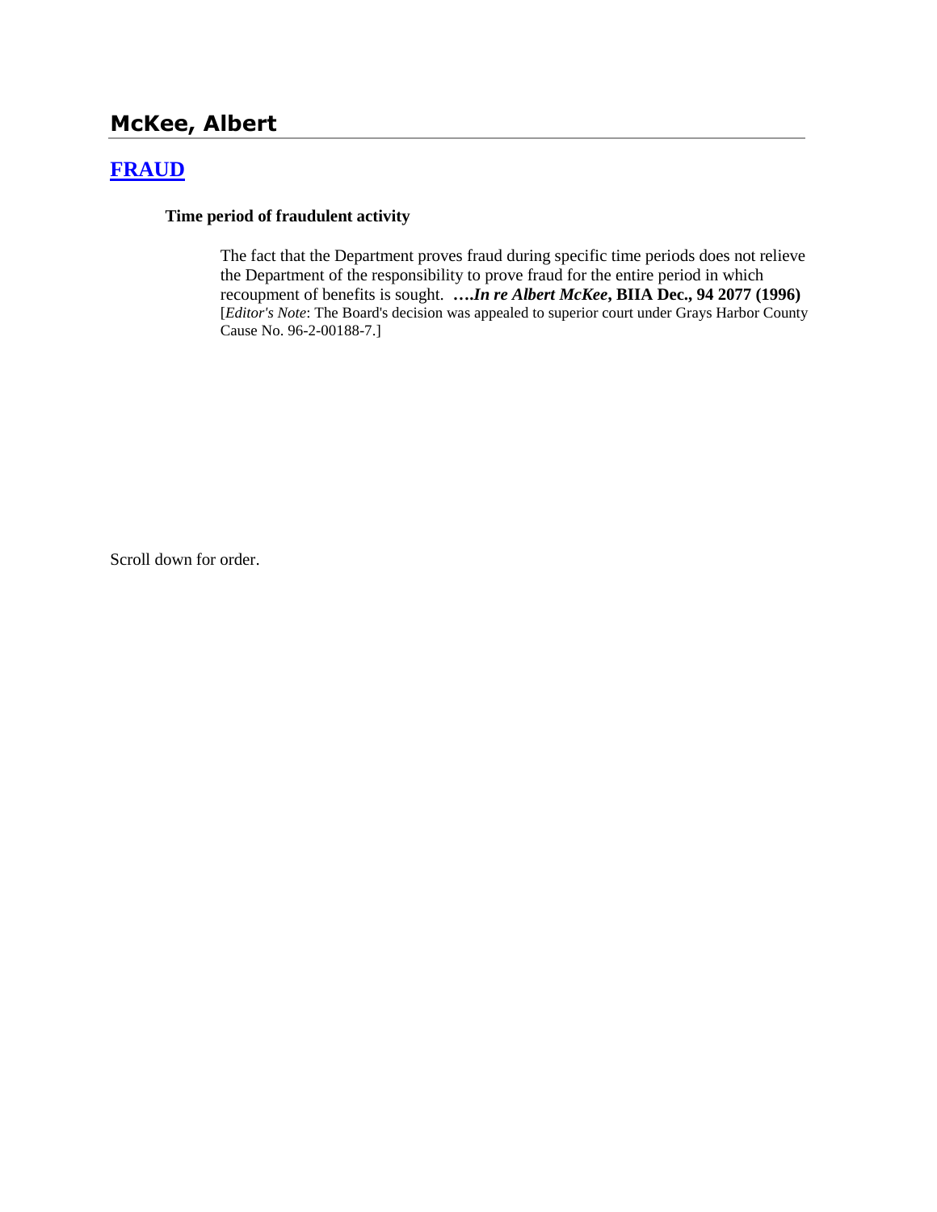## McKee, Albert

### [FRAUD]

**Time period of fraudulent activity**

The fact that the Department proves fraud during specific time periods does not relieve the Department of the responsibility to prove fraud for the entire period in which recoupment of benefits is sought. ***….In re Albert McKee*, BIIA Dec., 94 2077 (1996)** [*Editor's Note*: The Board's decision was appealed to superior court under Grays Harbor County Cause No. 96-2-00188-7.]

Scroll down for order.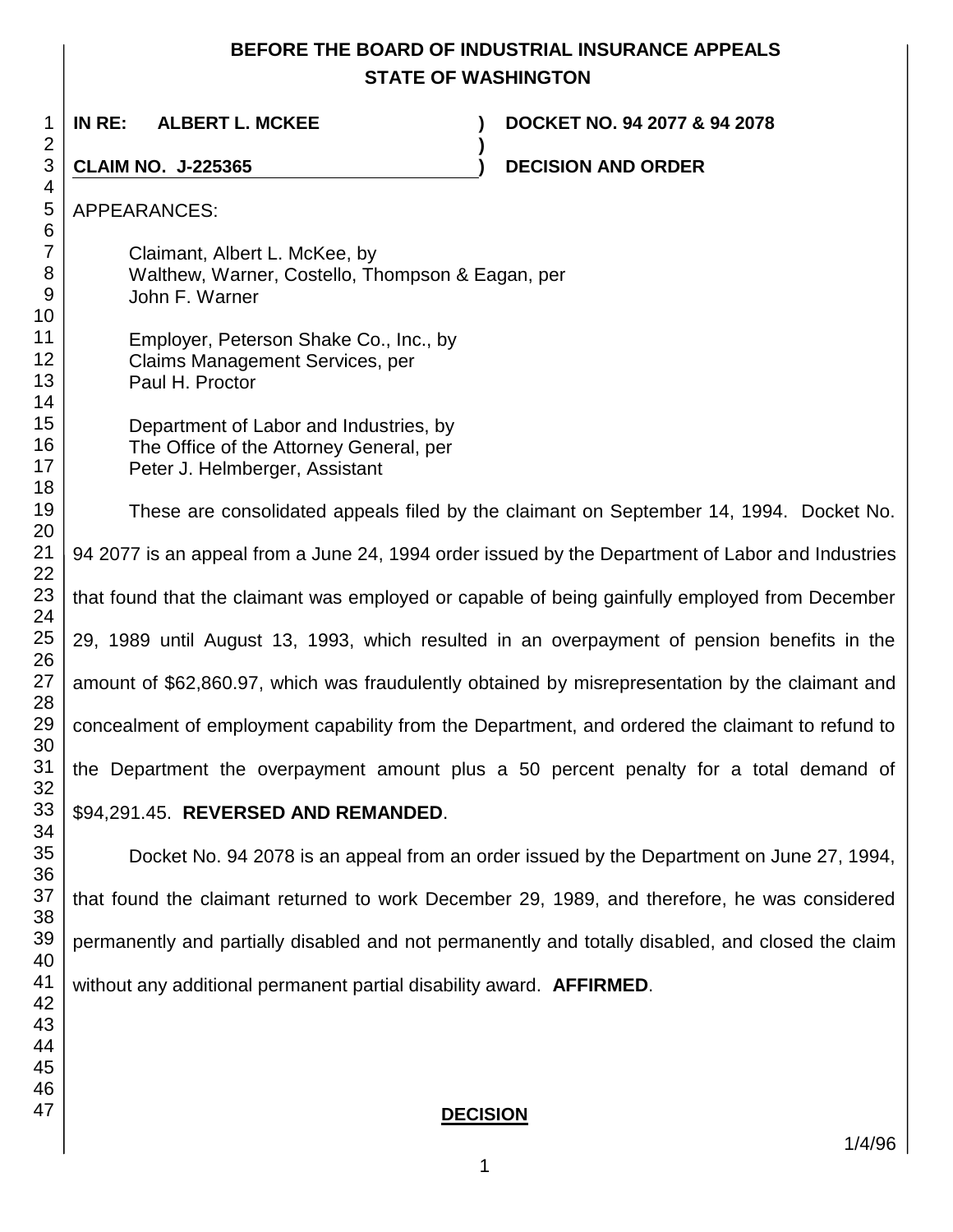# BEFORE THE BOARD OF INDUSTRIAL INSURANCE APPEALS
# STATE OF WASHINGTON

**IN RE: ALBERT L. MCKEE** ) **DOCKET NO. 94 2077 & 94 2078**
)
**CLAIM NO. J-225365** ) **DECISION AND ORDER**

APPEARANCES:

Claimant, Albert L. McKee, by
Walthew, Warner, Costello, Thompson & Eagan, per
John F. Warner

Employer, Peterson Shake Co., Inc., by
Claims Management Services, per
Paul H. Proctor

Department of Labor and Industries, by
The Office of the Attorney General, per
Peter J. Helmberger, Assistant

These are consolidated appeals filed by the claimant on September 14, 1994. Docket No. 94 2077 is an appeal from a June 24, 1994 order issued by the Department of Labor and Industries that found that the claimant was employed or capable of being gainfully employed from December 29, 1989 until August 13, 1993, which resulted in an overpayment of pension benefits in the amount of $62,860.97, which was fraudulently obtained by misrepresentation by the claimant and concealment of employment capability from the Department, and ordered the claimant to refund to the Department the overpayment amount plus a 50 percent penalty for a total demand of $94,291.45. **REVERSED AND REMANDED**.

Docket No. 94 2078 is an appeal from an order issued by the Department on June 27, 1994, that found the claimant returned to work December 29, 1989, and therefore, he was considered permanently and partially disabled and not permanently and totally disabled, and closed the claim without any additional permanent partial disability award. **AFFIRMED**.

**DECISION**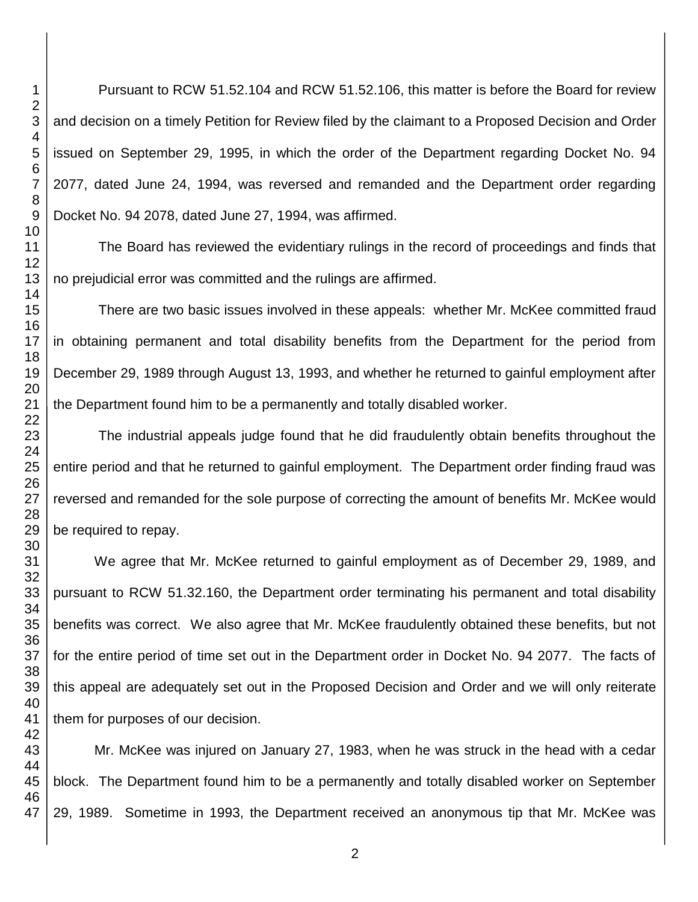Pursuant to RCW 51.52.104 and RCW 51.52.106, this matter is before the Board for review and decision on a timely Petition for Review filed by the claimant to a Proposed Decision and Order issued on September 29, 1995, in which the order of the Department regarding Docket No. 94 2077, dated June 24, 1994, was reversed and remanded and the Department order regarding Docket No. 94 2078, dated June 27, 1994, was affirmed.

The Board has reviewed the evidentiary rulings in the record of proceedings and finds that no prejudicial error was committed and the rulings are affirmed.

There are two basic issues involved in these appeals: whether Mr. McKee committed fraud in obtaining permanent and total disability benefits from the Department for the period from December 29, 1989 through August 13, 1993, and whether he returned to gainful employment after the Department found him to be a permanently and totally disabled worker.

The industrial appeals judge found that he did fraudulently obtain benefits throughout the entire period and that he returned to gainful employment. The Department order finding fraud was reversed and remanded for the sole purpose of correcting the amount of benefits Mr. McKee would be required to repay.

We agree that Mr. McKee returned to gainful employment as of December 29, 1989, and pursuant to RCW 51.32.160, the Department order terminating his permanent and total disability benefits was correct. We also agree that Mr. McKee fraudulently obtained these benefits, but not for the entire period of time set out in the Department order in Docket No. 94 2077. The facts of this appeal are adequately set out in the Proposed Decision and Order and we will only reiterate them for purposes of our decision.

Mr. McKee was injured on January 27, 1983, when he was struck in the head with a cedar block. The Department found him to be a permanently and totally disabled worker on September 29, 1989. Sometime in 1993, the Department received an anonymous tip that Mr. McKee was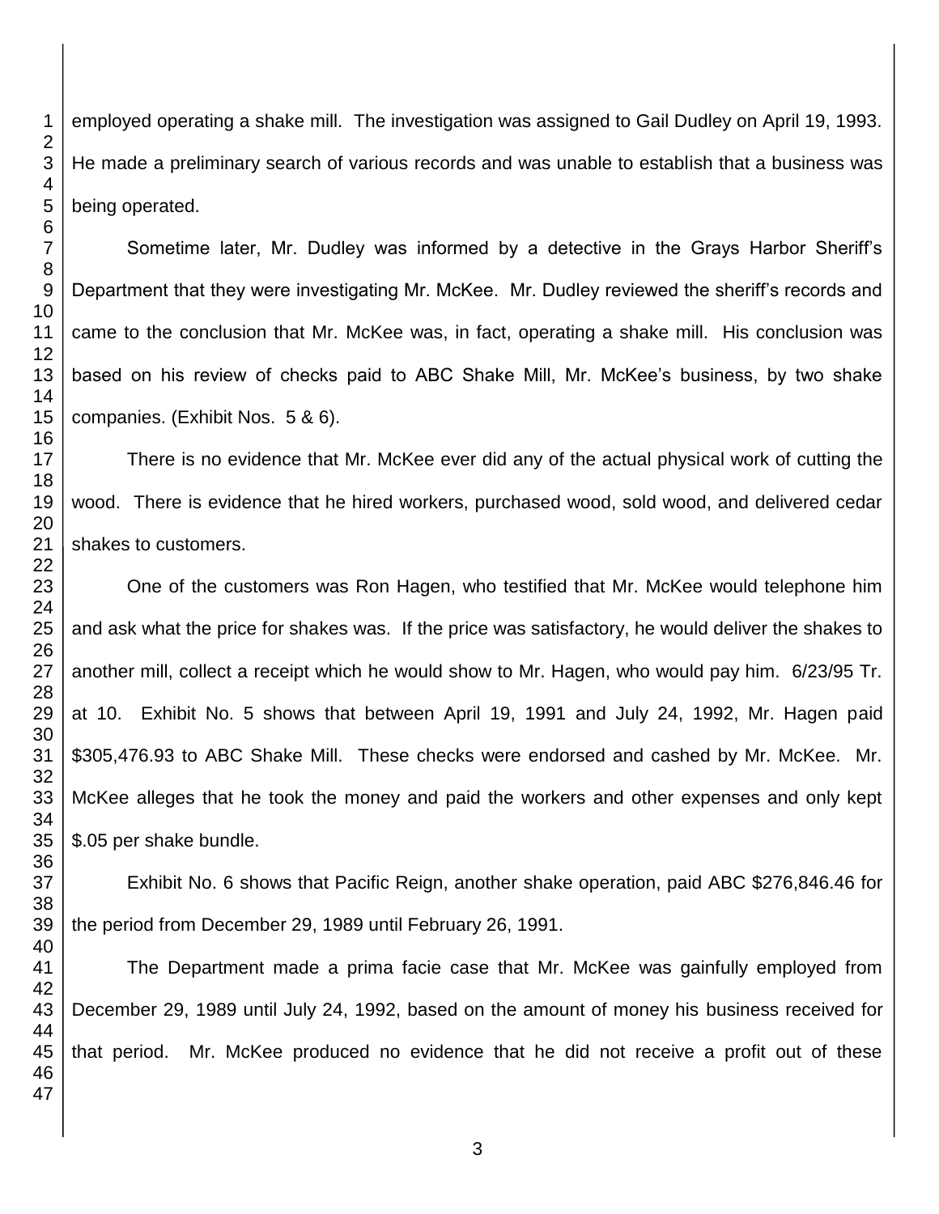employed operating a shake mill. The investigation was assigned to Gail Dudley on April 19, 1993. He made a preliminary search of various records and was unable to establish that a business was being operated.

Sometime later, Mr. Dudley was informed by a detective in the Grays Harbor Sheriff's Department that they were investigating Mr. McKee. Mr. Dudley reviewed the sheriff's records and came to the conclusion that Mr. McKee was, in fact, operating a shake mill. His conclusion was based on his review of checks paid to ABC Shake Mill, Mr. McKee's business, by two shake companies. (Exhibit Nos. 5 & 6).

There is no evidence that Mr. McKee ever did any of the actual physical work of cutting the wood. There is evidence that he hired workers, purchased wood, sold wood, and delivered cedar shakes to customers.

One of the customers was Ron Hagen, who testified that Mr. McKee would telephone him and ask what the price for shakes was. If the price was satisfactory, he would deliver the shakes to another mill, collect a receipt which he would show to Mr. Hagen, who would pay him. 6/23/95 Tr. at 10. Exhibit No. 5 shows that between April 19, 1991 and July 24, 1992, Mr. Hagen paid $305,476.93 to ABC Shake Mill. These checks were endorsed and cashed by Mr. McKee. Mr. McKee alleges that he took the money and paid the workers and other expenses and only kept $.05 per shake bundle.

Exhibit No. 6 shows that Pacific Reign, another shake operation, paid ABC $276,846.46 for the period from December 29, 1989 until February 26, 1991.

The Department made a prima facie case that Mr. McKee was gainfully employed from December 29, 1989 until July 24, 1992, based on the amount of money his business received for that period. Mr. McKee produced no evidence that he did not receive a profit out of these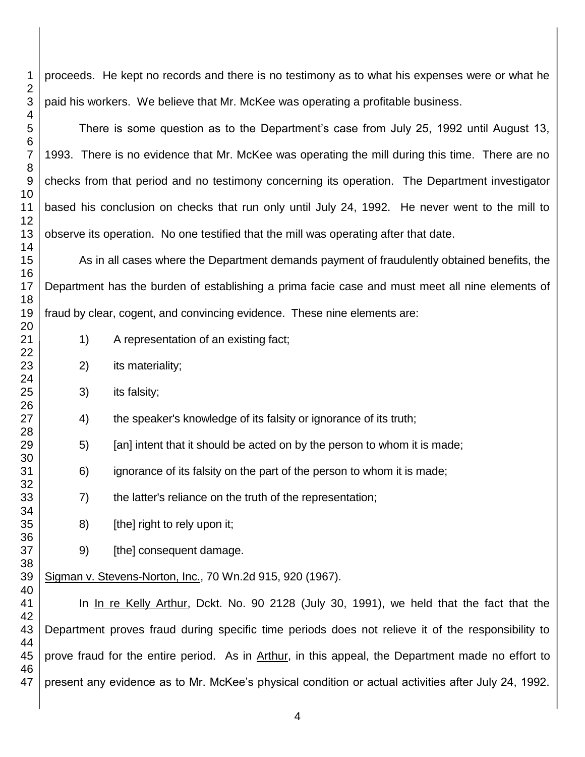proceeds. He kept no records and there is no testimony as to what his expenses were or what he paid his workers. We believe that Mr. McKee was operating a profitable business.

There is some question as to the Department's case from July 25, 1992 until August 13, 1993. There is no evidence that Mr. McKee was operating the mill during this time. There are no checks from that period and no testimony concerning its operation. The Department investigator based his conclusion on checks that run only until July 24, 1992. He never went to the mill to observe its operation. No one testified that the mill was operating after that date.

As in all cases where the Department demands payment of fraudulently obtained benefits, the Department has the burden of establishing a prima facie case and must meet all nine elements of fraud by clear, cogent, and convincing evidence. These nine elements are:

1) A representation of an existing fact;

2) its materiality;

3) its falsity;

4) the speaker's knowledge of its falsity or ignorance of its truth;

5) [an] intent that it should be acted on by the person to whom it is made;

6) ignorance of its falsity on the part of the person to whom it is made;

7) the latter's reliance on the truth of the representation;

8) [the] right to rely upon it;

9) [the] consequent damage.

Sigman v. Stevens-Norton, Inc., 70 Wn.2d 915, 920 (1967).

In In re Kelly Arthur, Dckt. No. 90 2128 (July 30, 1991), we held that the fact that the Department proves fraud during specific time periods does not relieve it of the responsibility to prove fraud for the entire period. As in Arthur, in this appeal, the Department made no effort to present any evidence as to Mr. McKee's physical condition or actual activities after July 24, 1992.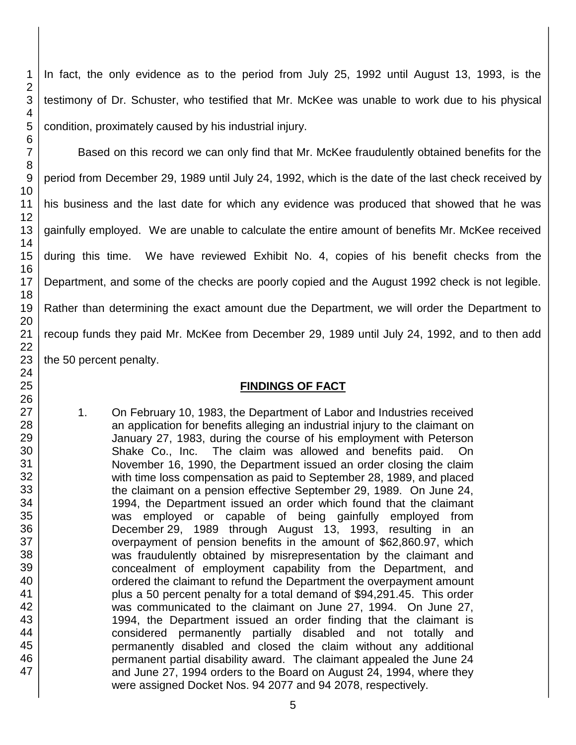In fact, the only evidence as to the period from July 25, 1992 until August 13, 1993, is the testimony of Dr. Schuster, who testified that Mr. McKee was unable to work due to his physical condition, proximately caused by his industrial injury.

Based on this record we can only find that Mr. McKee fraudulently obtained benefits for the period from December 29, 1989 until July 24, 1992, which is the date of the last check received by his business and the last date for which any evidence was produced that showed that he was gainfully employed. We are unable to calculate the entire amount of benefits Mr. McKee received during this time. We have reviewed Exhibit No. 4, copies of his benefit checks from the Department, and some of the checks are poorly copied and the August 1992 check is not legible. Rather than determining the exact amount due the Department, we will order the Department to recoup funds they paid Mr. McKee from December 29, 1989 until July 24, 1992, and to then add the 50 percent penalty.

## FINDINGS OF FACT

1. On February 10, 1983, the Department of Labor and Industries received an application for benefits alleging an industrial injury to the claimant on January 27, 1983, during the course of his employment with Peterson Shake Co., Inc. The claim was allowed and benefits paid. On November 16, 1990, the Department issued an order closing the claim with time loss compensation as paid to September 28, 1989, and placed the claimant on a pension effective September 29, 1989. On June 24, 1994, the Department issued an order which found that the claimant was employed or capable of being gainfully employed from December 29, 1989 through August 13, 1993, resulting in an overpayment of pension benefits in the amount of $62,860.97, which was fraudulently obtained by misrepresentation by the claimant and concealment of employment capability from the Department, and ordered the claimant to refund the Department the overpayment amount plus a 50 percent penalty for a total demand of $94,291.45. This order was communicated to the claimant on June 27, 1994. On June 27, 1994, the Department issued an order finding that the claimant is considered permanently partially disabled and not totally and permanently disabled and closed the claim without any additional permanent partial disability award. The claimant appealed the June 24 and June 27, 1994 orders to the Board on August 24, 1994, where they were assigned Docket Nos. 94 2077 and 94 2078, respectively.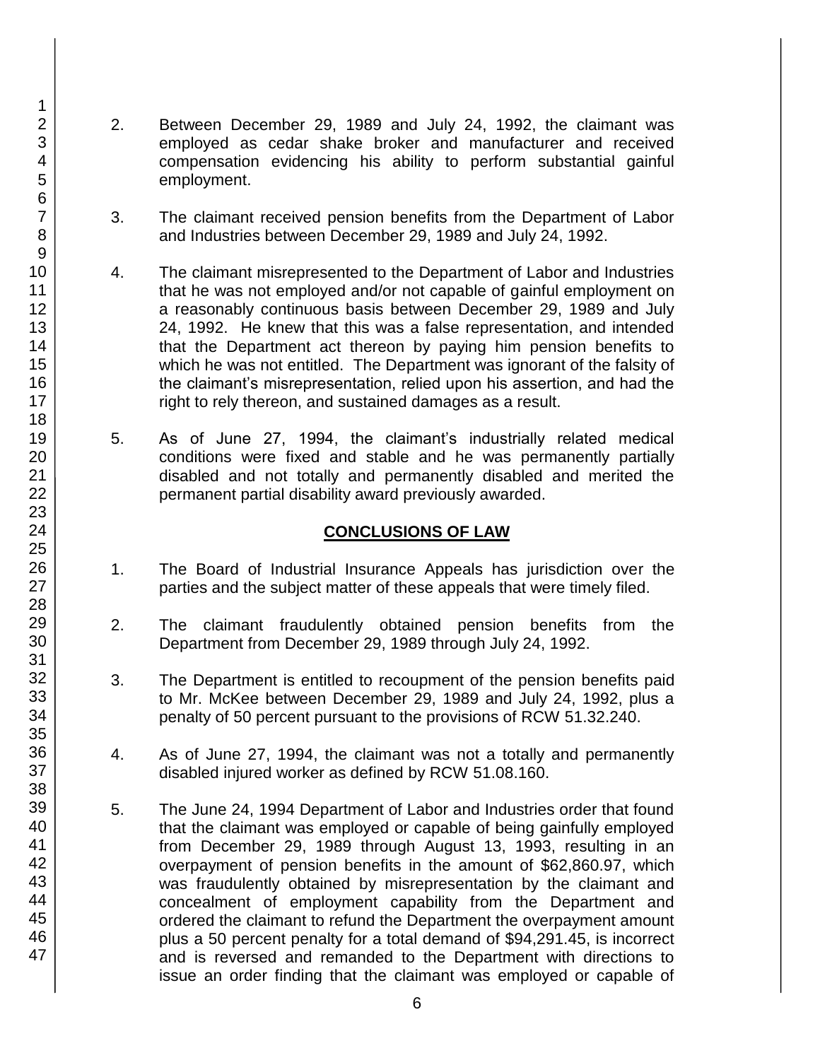2. Between December 29, 1989 and July 24, 1992, the claimant was employed as cedar shake broker and manufacturer and received compensation evidencing his ability to perform substantial gainful employment.

3. The claimant received pension benefits from the Department of Labor and Industries between December 29, 1989 and July 24, 1992.

4. The claimant misrepresented to the Department of Labor and Industries that he was not employed and/or not capable of gainful employment on a reasonably continuous basis between December 29, 1989 and July 24, 1992. He knew that this was a false representation, and intended that the Department act thereon by paying him pension benefits to which he was not entitled. The Department was ignorant of the falsity of the claimant's misrepresentation, relied upon his assertion, and had the right to rely thereon, and sustained damages as a result.

5. As of June 27, 1994, the claimant's industrially related medical conditions were fixed and stable and he was permanently partially disabled and not totally and permanently disabled and merited the permanent partial disability award previously awarded.

## CONCLUSIONS OF LAW

1. The Board of Industrial Insurance Appeals has jurisdiction over the parties and the subject matter of these appeals that were timely filed.

2. The claimant fraudulently obtained pension benefits from the Department from December 29, 1989 through July 24, 1992.

3. The Department is entitled to recoupment of the pension benefits paid to Mr. McKee between December 29, 1989 and July 24, 1992, plus a penalty of 50 percent pursuant to the provisions of RCW 51.32.240.

4. As of June 27, 1994, the claimant was not a totally and permanently disabled injured worker as defined by RCW 51.08.160.

5. The June 24, 1994 Department of Labor and Industries order that found that the claimant was employed or capable of being gainfully employed from December 29, 1989 through August 13, 1993, resulting in an overpayment of pension benefits in the amount of $62,860.97, which was fraudulently obtained by misrepresentation by the claimant and concealment of employment capability from the Department and ordered the claimant to refund the Department the overpayment amount plus a 50 percent penalty for a total demand of $94,291.45, is incorrect and is reversed and remanded to the Department with directions to issue an order finding that the claimant was employed or capable of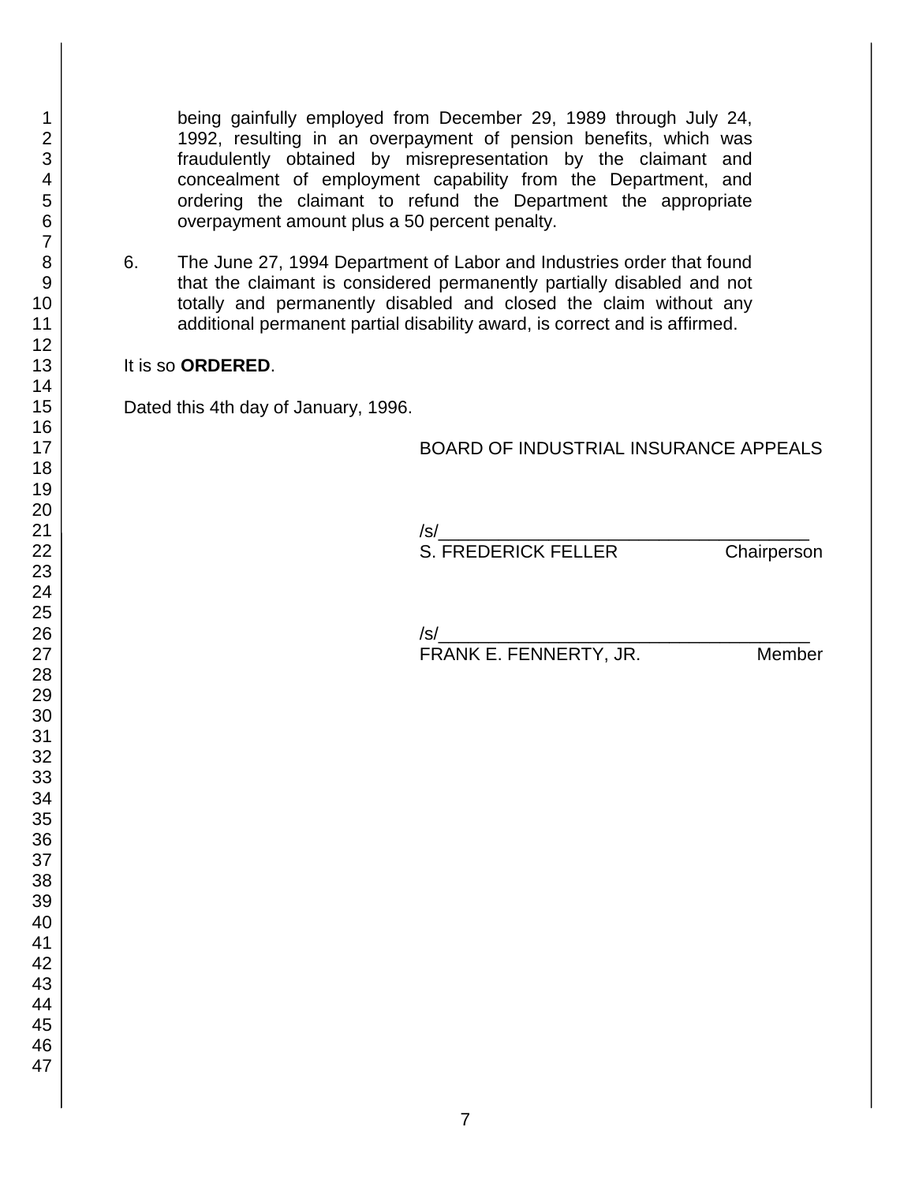being gainfully employed from December 29, 1989 through July 24, 1992, resulting in an overpayment of pension benefits, which was fraudulently obtained by misrepresentation by the claimant and concealment of employment capability from the Department, and ordering the claimant to refund the Department the appropriate overpayment amount plus a 50 percent penalty.

6. The June 27, 1994 Department of Labor and Industries order that found that the claimant is considered permanently partially disabled and not totally and permanently disabled and closed the claim without any additional permanent partial disability award, is correct and is affirmed.

It is so **ORDERED**.

Dated this 4th day of January, 1996.

BOARD OF INDUSTRIAL INSURANCE APPEALS

/s/______________________________________
S. FREDERICK FELLER Chairperson

/s/______________________________________
FRANK E. FENNERTY, JR. Member